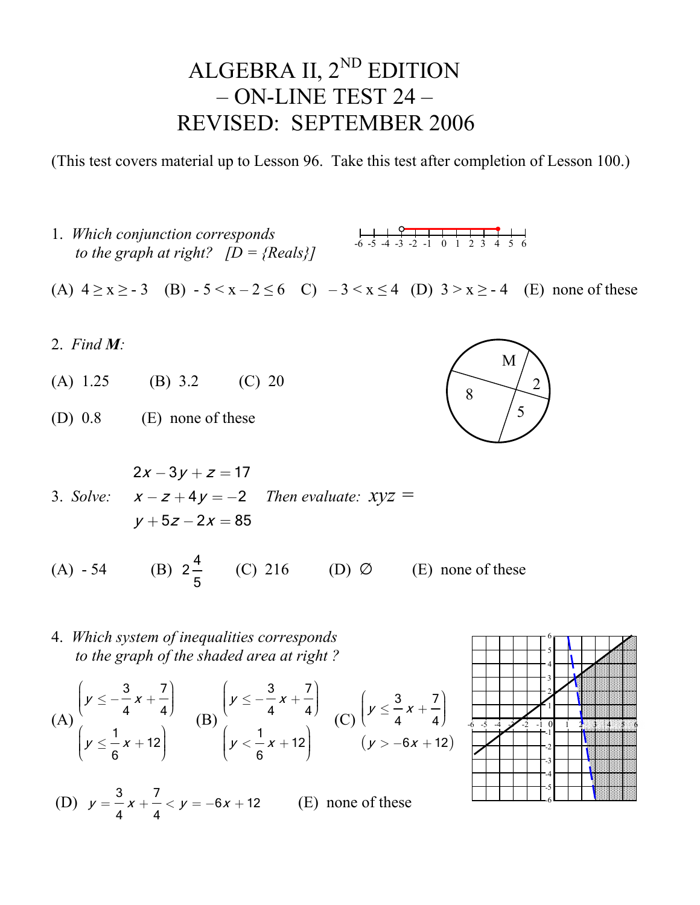# ALGEBRA II, 2[ND] EDITION
# – ON-LINE TEST 24 –
# REVISED: SEPTEMBER 2006

(This test covers material up to Lesson 96. Take this test after completion of Lesson 100.)

1. *Which conjunction corresponds to the graph at right? [D = {Reals}]*

-6 -5 -4 -3 -2 -1 0 1 2 3 4 5 6

(A) $4 \geq x \geq -3$ (B) $-5 < x - 2 \leq 6$ C) $-3 < x \leq 4$ (D) $3 > x \geq -4$ (E) none of these

2. *Find **M**:*

(A) 1.25 (B) 3.2 (C) 20

(D) 0.8 (E) none of these

M, 2, 8, 5

3. *Solve:*

$$2x - 3y + z = 17$$
$$x - z + 4y = -2$$
$$y + 5z - 2x = 85$$

*Then evaluate:* $xyz =$

(A) $-54$ (B) $2\frac{4}{5}$ (C) 216 (D) $\varnothing$ (E) none of these

4. *Which system of inequalities corresponds to the graph of the shaded area at right ?*

(A) $\begin{pmatrix} y \leq -\frac{3}{4}x + \frac{7}{4} \\ y \leq \frac{1}{6}x + 12 \end{pmatrix}$ (B) $\begin{pmatrix} y \leq -\frac{3}{4}x + \frac{7}{4} \\ y < \frac{1}{6}x + 12 \end{pmatrix}$ (C) $\begin{pmatrix} y \leq \frac{3}{4}x + \frac{7}{4} \\ y > -6x + 12 \end{pmatrix}$

(D) $y = \frac{3}{4}x + \frac{7}{4} < y = -6x + 12$ (E) none of these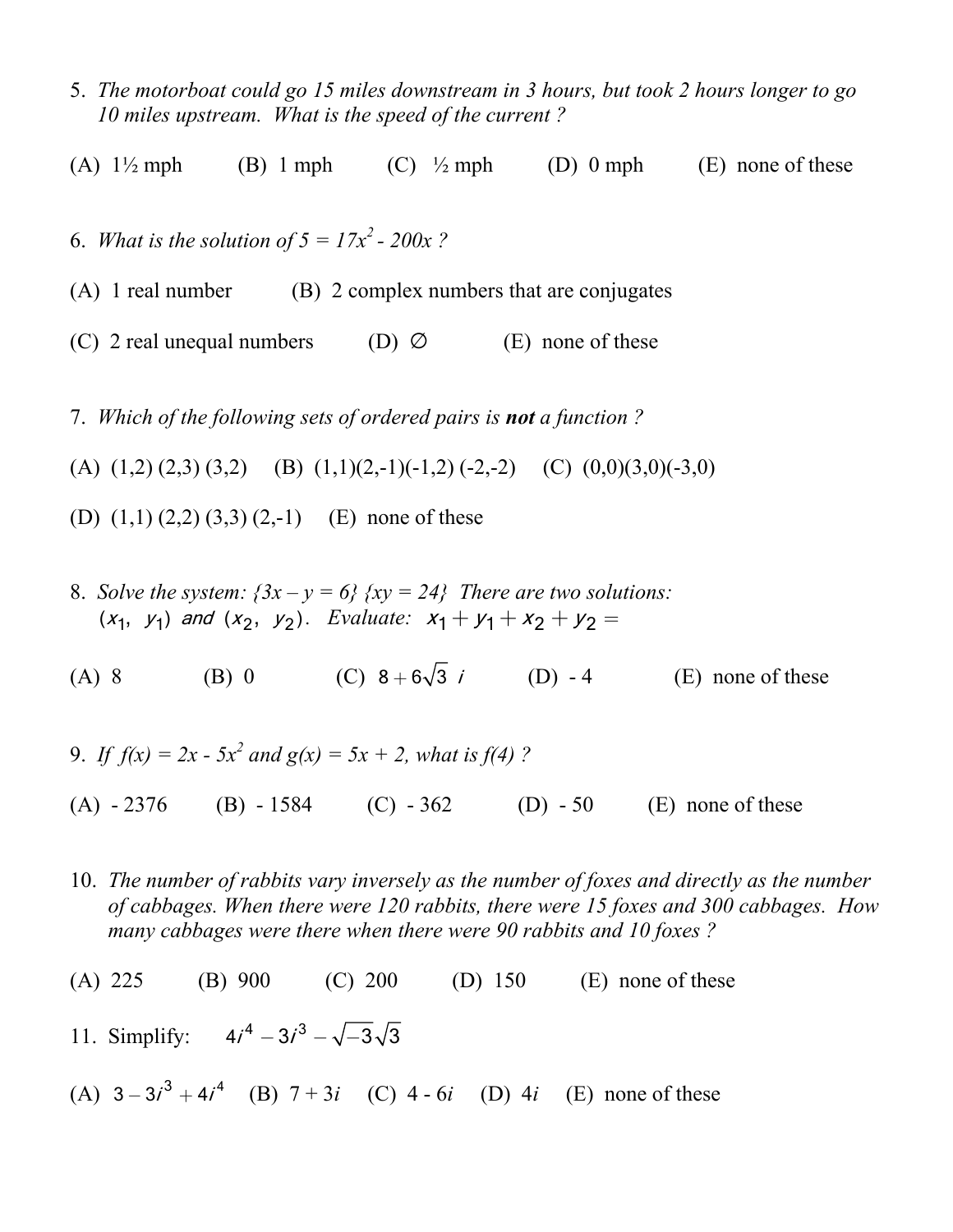5. *The motorboat could go 15 miles downstream in 3 hours, but took 2 hours longer to go 10 miles upstream. What is the speed of the current ?*

(A) 1½ mph (B) 1 mph (C) ½ mph (D) 0 mph (E) none of these

6. *What is the solution of* $5 = 17x^2 - 200x$ ?

(A) 1 real number (B) 2 complex numbers that are conjugates

(C) 2 real unequal numbers (D) $\varnothing$ (E) none of these

7. *Which of the following sets of ordered pairs is **not** a function ?*

(A) (1,2) (2,3) (3,2) (B) (1,1)(2,-1)(-1,2) (-2,-2) (C) (0,0)(3,0)(-3,0)

(D) (1,1) (2,2) (3,3) (2,-1) (E) none of these

8. *Solve the system:* $\{3x - y = 6\}$ $\{xy = 24\}$ *There are two solutions:* $(x_1, y_1)$ *and* $(x_2, y_2)$. *Evaluate:* $x_1 + y_1 + x_2 + y_2 =$

(A) 8 (B) 0 (C) $8 + 6\sqrt{3}\ i$ (D) - 4 (E) none of these

9. *If* $f(x) = 2x - 5x^2$ *and* $g(x) = 5x + 2$, *what is* $f(4)$ ?

(A) - 2376 (B) - 1584 (C) - 362 (D) - 50 (E) none of these

10. *The number of rabbits vary inversely as the number of foxes and directly as the number of cabbages. When there were 120 rabbits, there were 15 foxes and 300 cabbages. How many cabbages were there when there were 90 rabbits and 10 foxes ?*

(A) 225 (B) 900 (C) 200 (D) 150 (E) none of these

11. Simplify: $4i^4 - 3i^3 - \sqrt{-3}\sqrt{3}$

(A) $3 - 3i^3 + 4i^4$ (B) $7 + 3i$ (C) $4 - 6i$ (D) $4i$ (E) none of these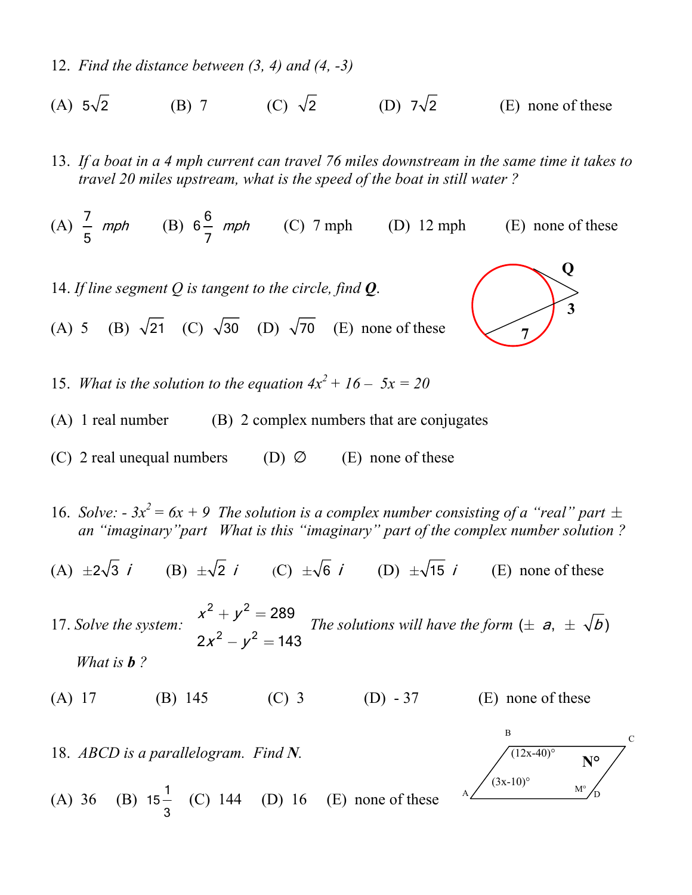12. *Find the distance between (3, 4) and (4, -3)*

(A) $5\sqrt{2}$ (B) 7 (C) $\sqrt{2}$ (D) $7\sqrt{2}$ (E) none of these

13. *If a boat in a 4 mph current can travel 76 miles downstream in the same time it takes to travel 20 miles upstream, what is the speed of the boat in still water ?*

(A) $\frac{7}{5}$ *mph* (B) $6\frac{6}{7}$ *mph* (C) 7 mph (D) 12 mph (E) none of these

14. *If line segment Q is tangent to the circle, find **Q**.*

(A) 5 (B) $\sqrt{21}$ (C) $\sqrt{30}$ (D) $\sqrt{70}$ (E) none of these

Q

3

7

15. *What is the solution to the equation $4x^2 + 16 - 5x = 20$*

(A) 1 real number (B) 2 complex numbers that are conjugates

(C) 2 real unequal numbers (D) $\varnothing$ (E) none of these

16. *Solve: $-3x^2 = 6x + 9$ The solution is a complex number consisting of a "real" part $\pm$ an "imaginary" part What is this "imaginary" part of the complex number solution ?*

(A) $\pm 2\sqrt{3}\ i$ (B) $\pm\sqrt{2}\ i$ (C) $\pm\sqrt{6}\ i$ (D) $\pm\sqrt{15}\ i$ (E) none of these

17. *Solve the system:*
$$x^2 + y^2 = 289$$
$$2x^2 - y^2 = 143$$
*The solutions will have the form* $(\pm\ a,\ \pm\ \sqrt{b})$

*What is **b** ?*

(A) 17 (B) 145 (C) 3 (D) - 37 (E) none of these

18. *ABCD is a parallelogram. Find **N**.*

(A) 36 (B) $15\frac{1}{3}$ (C) 144 (D) 16 (E) none of these

B C

$(12x-40)°$ **N°**

$(3x-10)°$

A M° D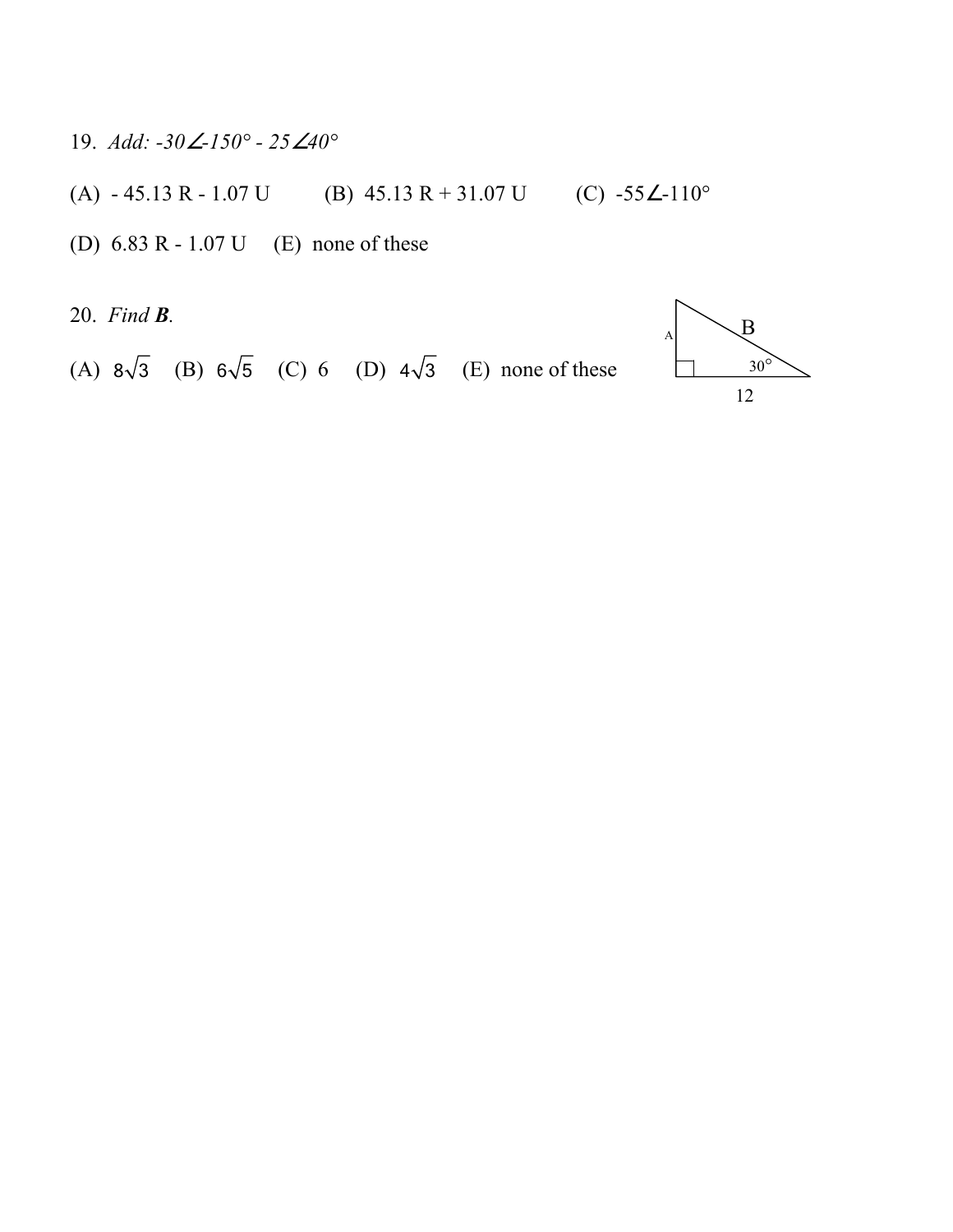19. *Add:* $-30\angle{-150°} - 25\angle{40°}$

(A) $-45.13\text{ R} - 1.07\text{ U}$ (B) $45.13\text{ R} + 31.07\text{ U}$ (C) $-55\angle{-110°}$

(D) $6.83\text{ R} - 1.07\text{ U}$ (E) none of these

20. *Find* ***B***.

(A) $8\sqrt{3}$ (B) $6\sqrt{5}$ (C) 6 (D) $4\sqrt{3}$ (E) none of these

A

B

30°

12